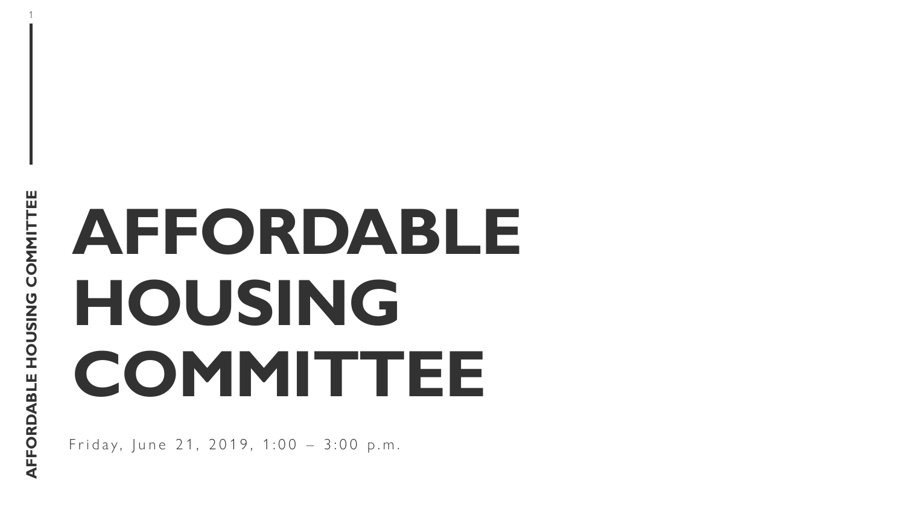# AFFORDABLE HOUSING COMMITTEE

Friday, June 21, 2019, 1:00 – 3:00 p.m.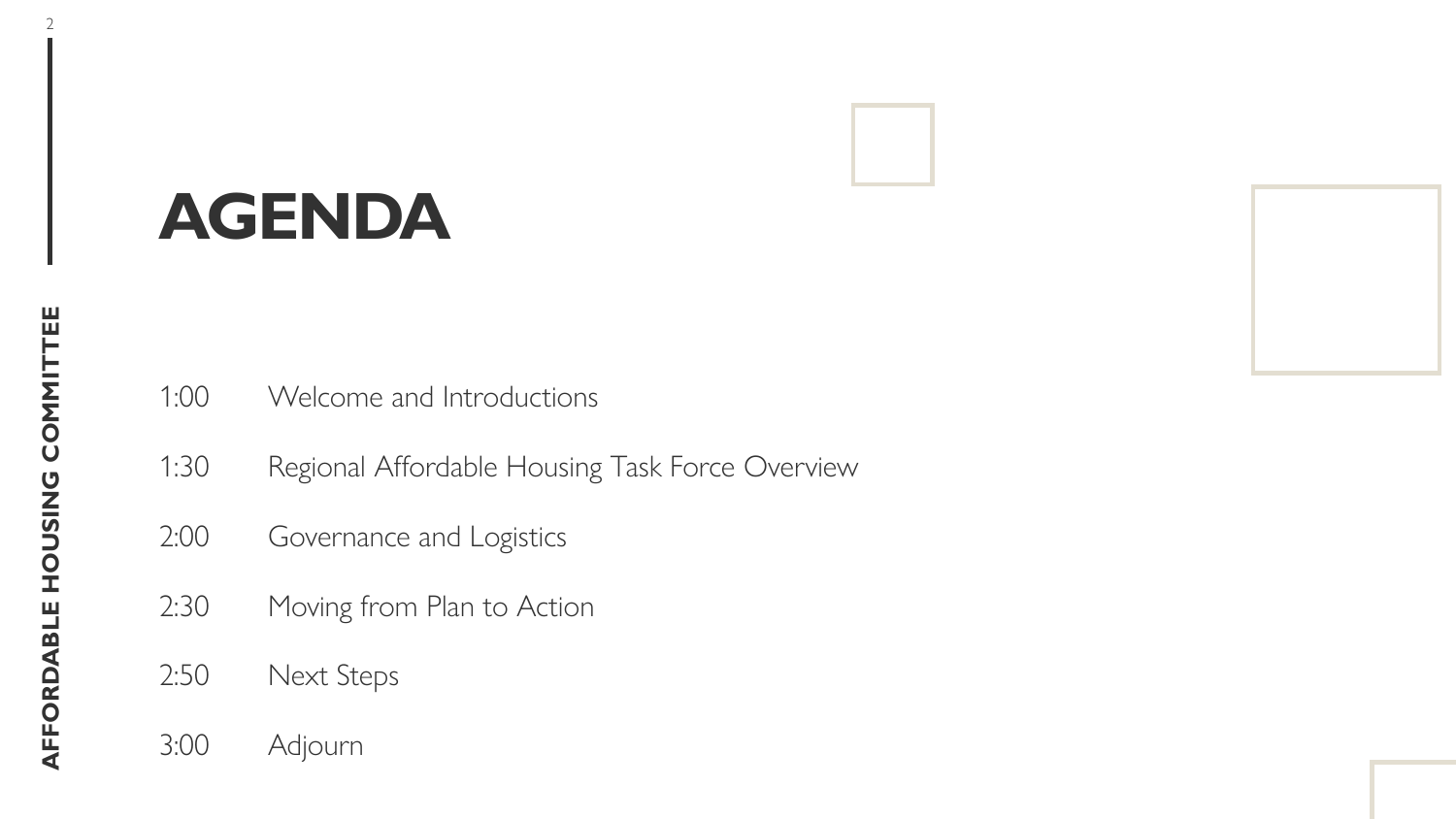# AGENDA

| | |
|---|---|
| 1:00 | Welcome and Introductions |
| 1:30 | Regional Affordable Housing Task Force Overview |
| 2:00 | Governance and Logistics |
| 2:30 | Moving from Plan to Action |
| 2:50 | Next Steps |
| 3:00 | Adjourn |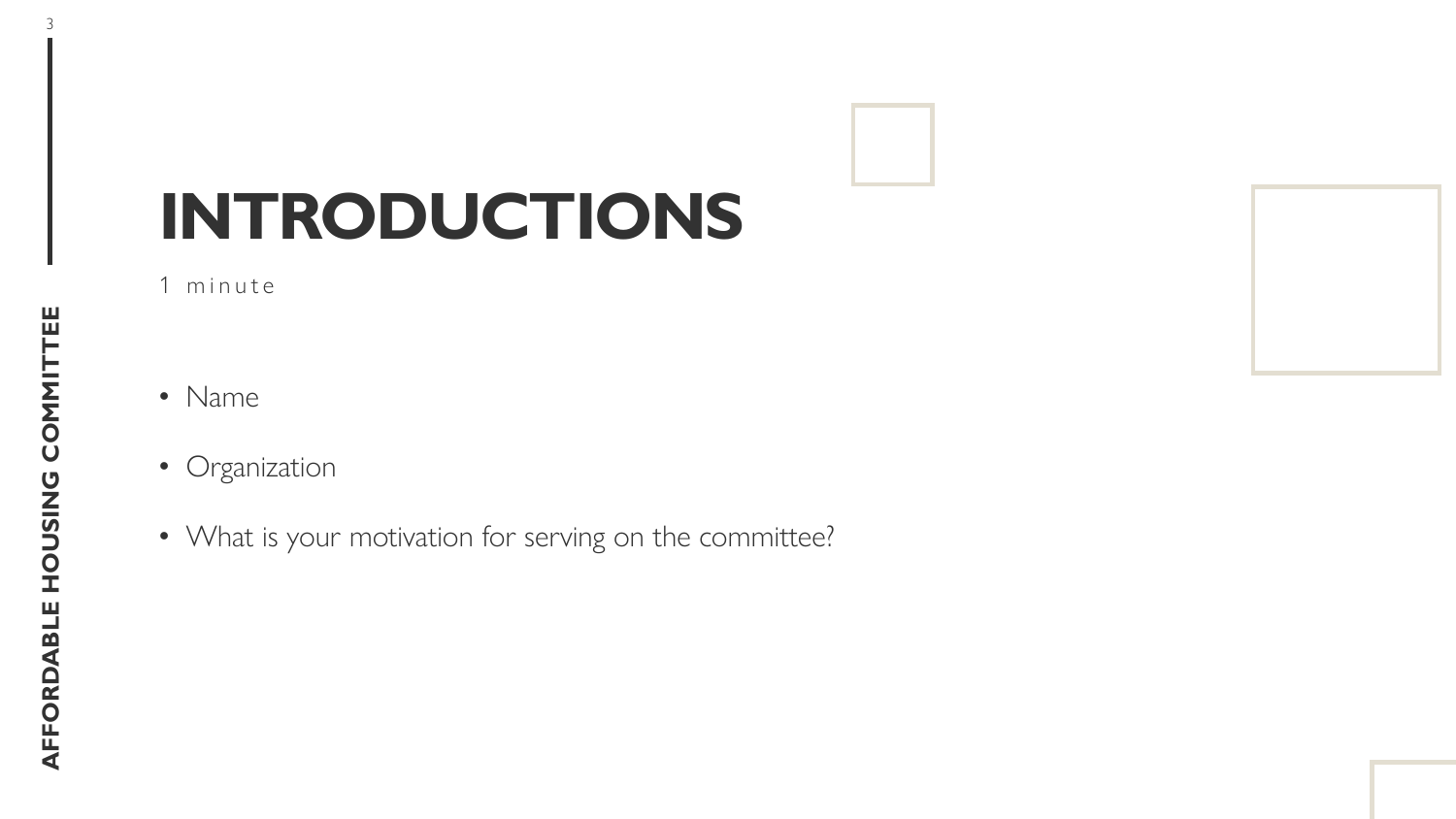# INTRODUCTIONS

1 minute

- Name
- Organization
- What is your motivation for serving on the committee?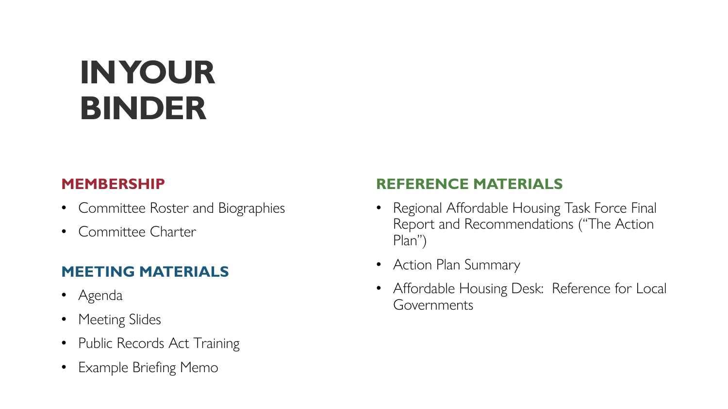# IN YOUR BINDER

## MEMBERSHIP

- Committee Roster and Biographies
- Committee Charter

## MEETING MATERIALS

- Agenda
- Meeting Slides
- Public Records Act Training
- Example Briefing Memo

## REFERENCE MATERIALS

- Regional Affordable Housing Task Force Final Report and Recommendations ("The Action Plan")
- Action Plan Summary
- Affordable Housing Desk: Reference for Local Governments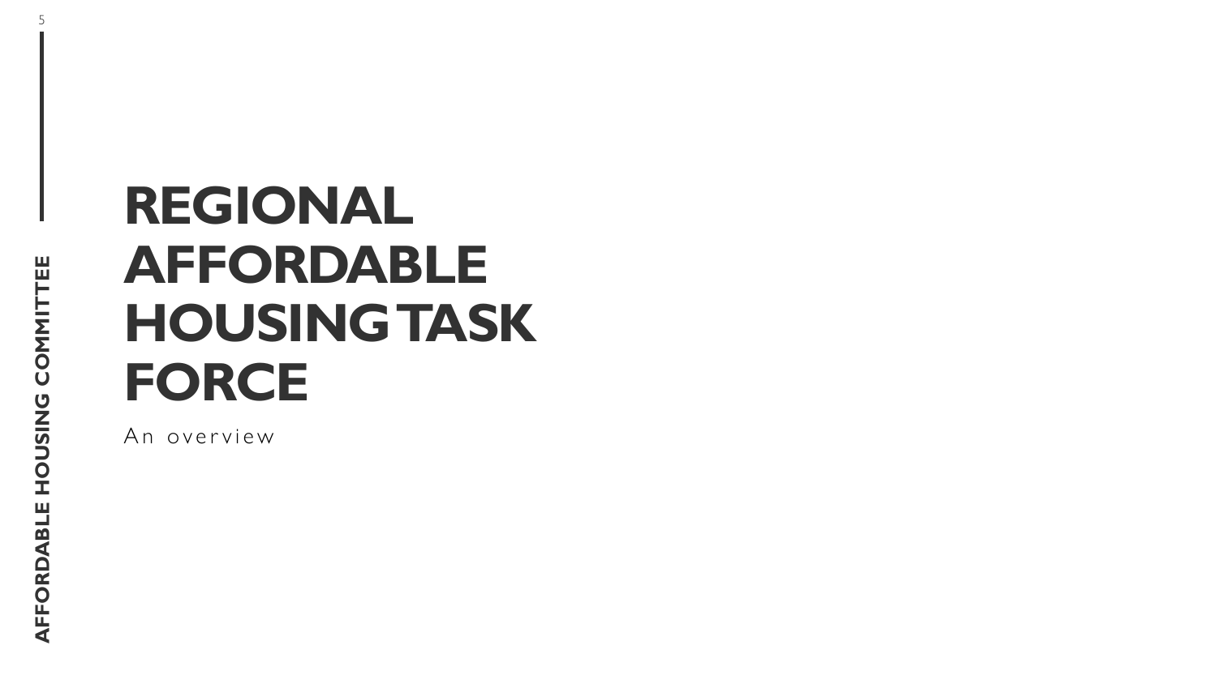# REGIONAL AFFORDABLE HOUSING TASK FORCE

An overview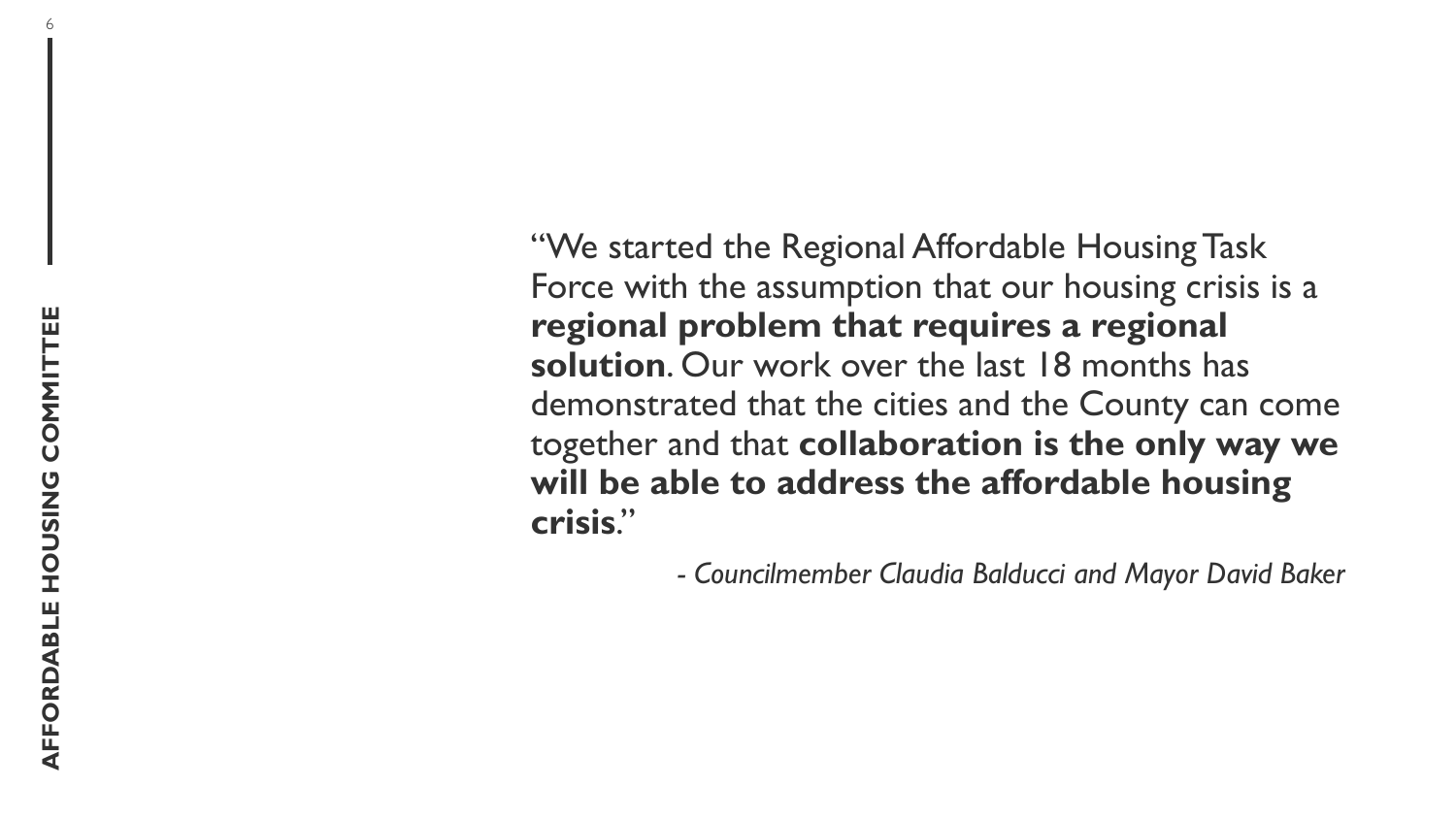"We started the Regional Affordable Housing Task Force with the assumption that our housing crisis is a **regional problem that requires a regional solution**. Our work over the last 18 months has demonstrated that the cities and the County can come together and that **collaboration is the only way we will be able to address the affordable housing crisis**."

*- Councilmember Claudia Balducci and Mayor David Baker*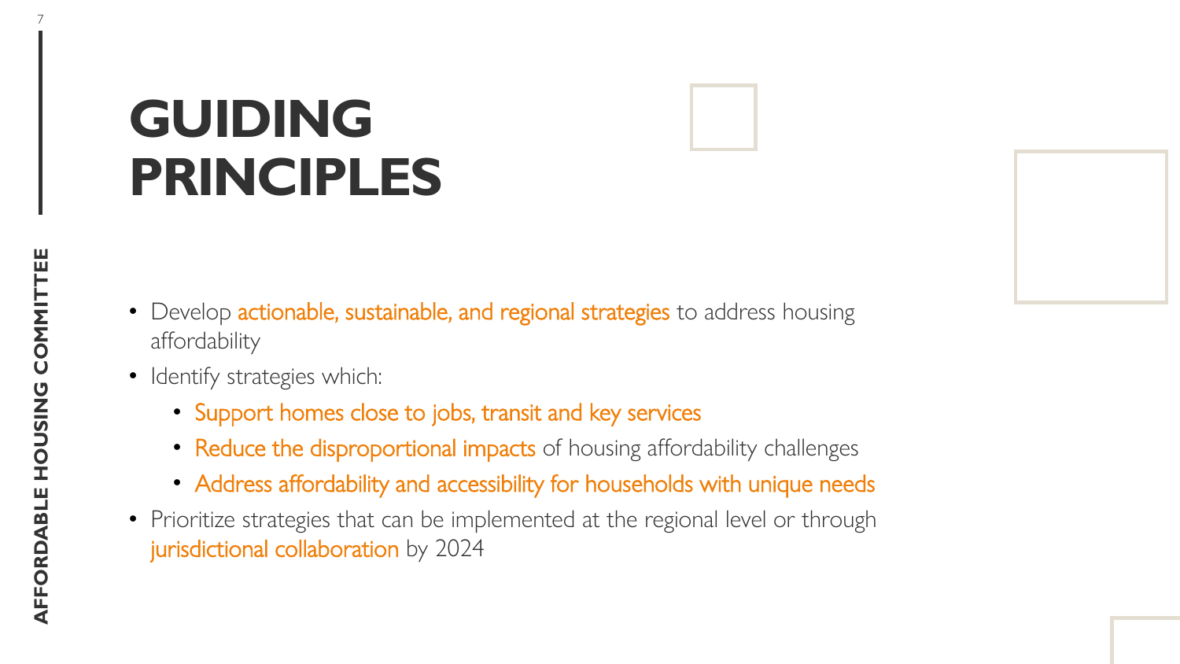# GUIDING PRINCIPLES

- Develop actionable, sustainable, and regional strategies to address housing affordability
- Identify strategies which:
  - Support homes close to jobs, transit and key services
  - Reduce the disproportional impacts of housing affordability challenges
  - Address affordability and accessibility for households with unique needs
- Prioritize strategies that can be implemented at the regional level or through jurisdictional collaboration by 2024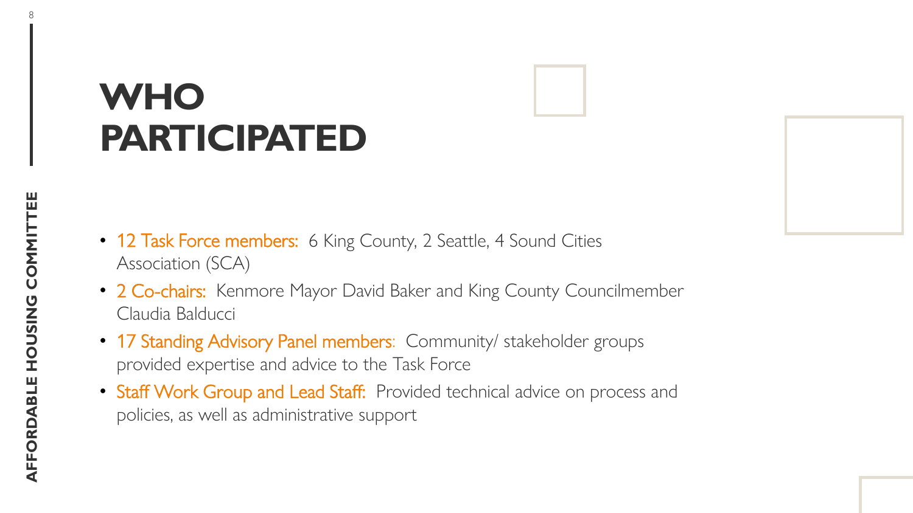# WHO PARTICIPATED

- 12 Task Force members: 6 King County, 2 Seattle, 4 Sound Cities Association (SCA)
- 2 Co-chairs: Kenmore Mayor David Baker and King County Councilmember Claudia Balducci
- 17 Standing Advisory Panel members: Community/ stakeholder groups provided expertise and advice to the Task Force
- Staff Work Group and Lead Staff: Provided technical advice on process and policies, as well as administrative support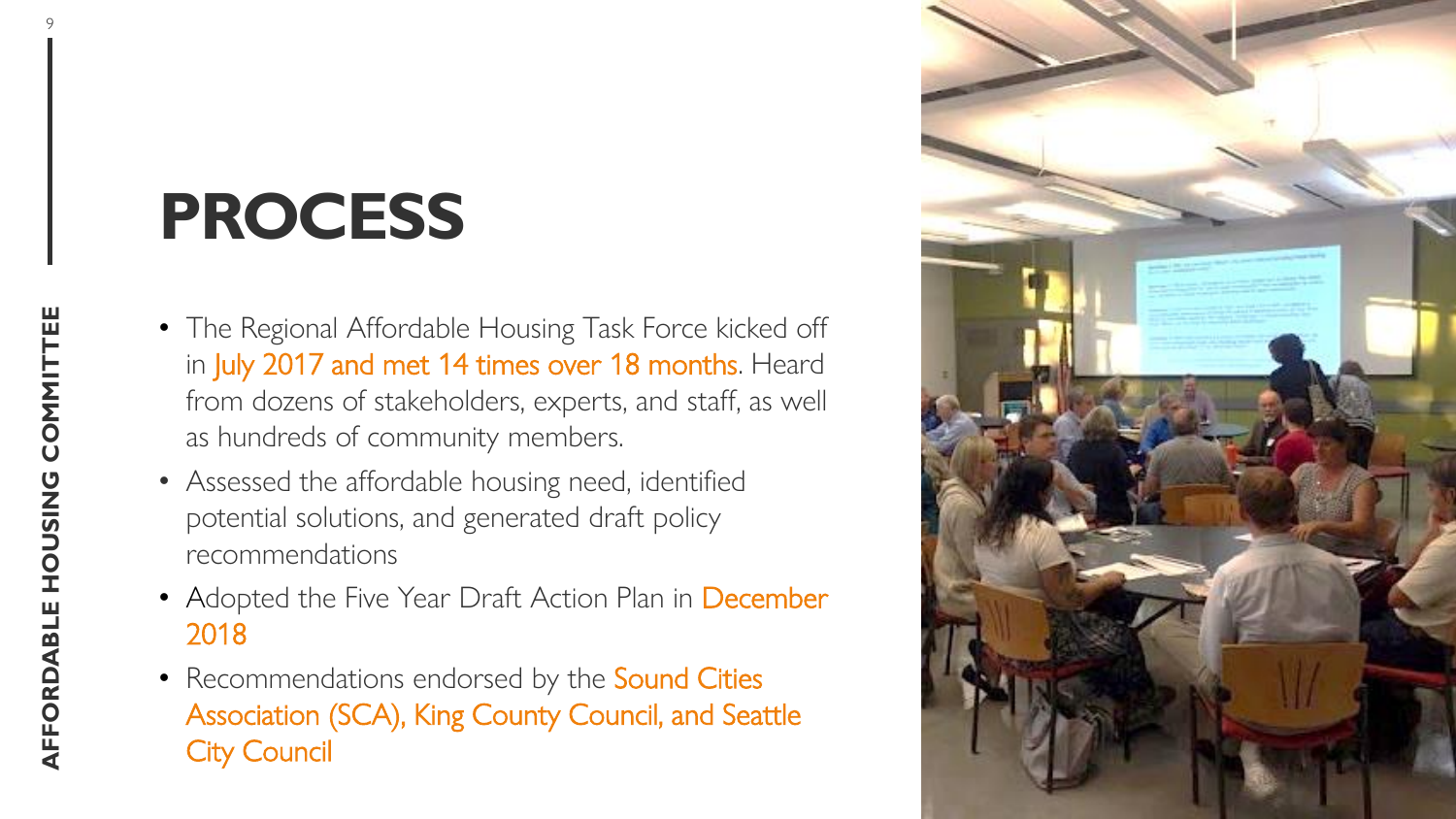# PROCESS

- The Regional Affordable Housing Task Force kicked off in July 2017 and met 14 times over 18 months. Heard from dozens of stakeholders, experts, and staff, as well as hundreds of community members.
- Assessed the affordable housing need, identified potential solutions, and generated draft policy recommendations
- Adopted the Five Year Draft Action Plan in December 2018
- Recommendations endorsed by the Sound Cities Association (SCA), King County Council, and Seattle City Council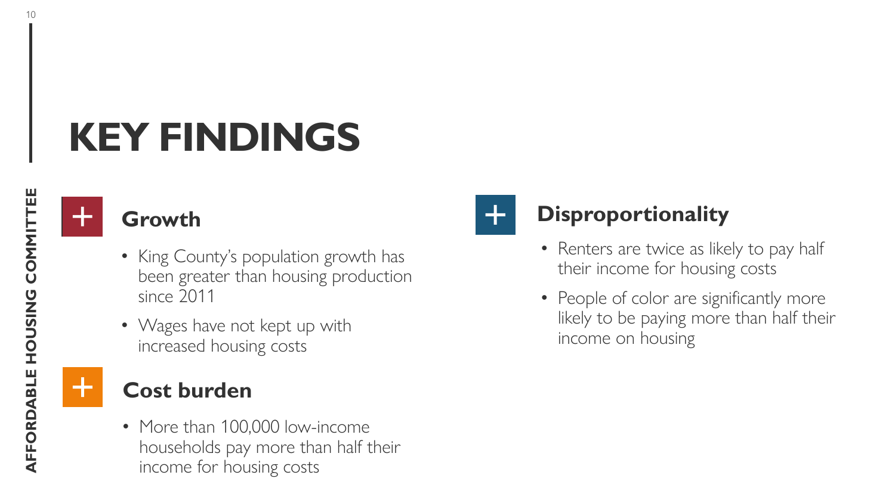# KEY FINDINGS

## Growth

- King County's population growth has been greater than housing production since 2011
- Wages have not kept up with increased housing costs

## Cost burden

- More than 100,000 low-income households pay more than half their income for housing costs

## Disproportionality

- Renters are twice as likely to pay half their income for housing costs
- People of color are significantly more likely to be paying more than half their income on housing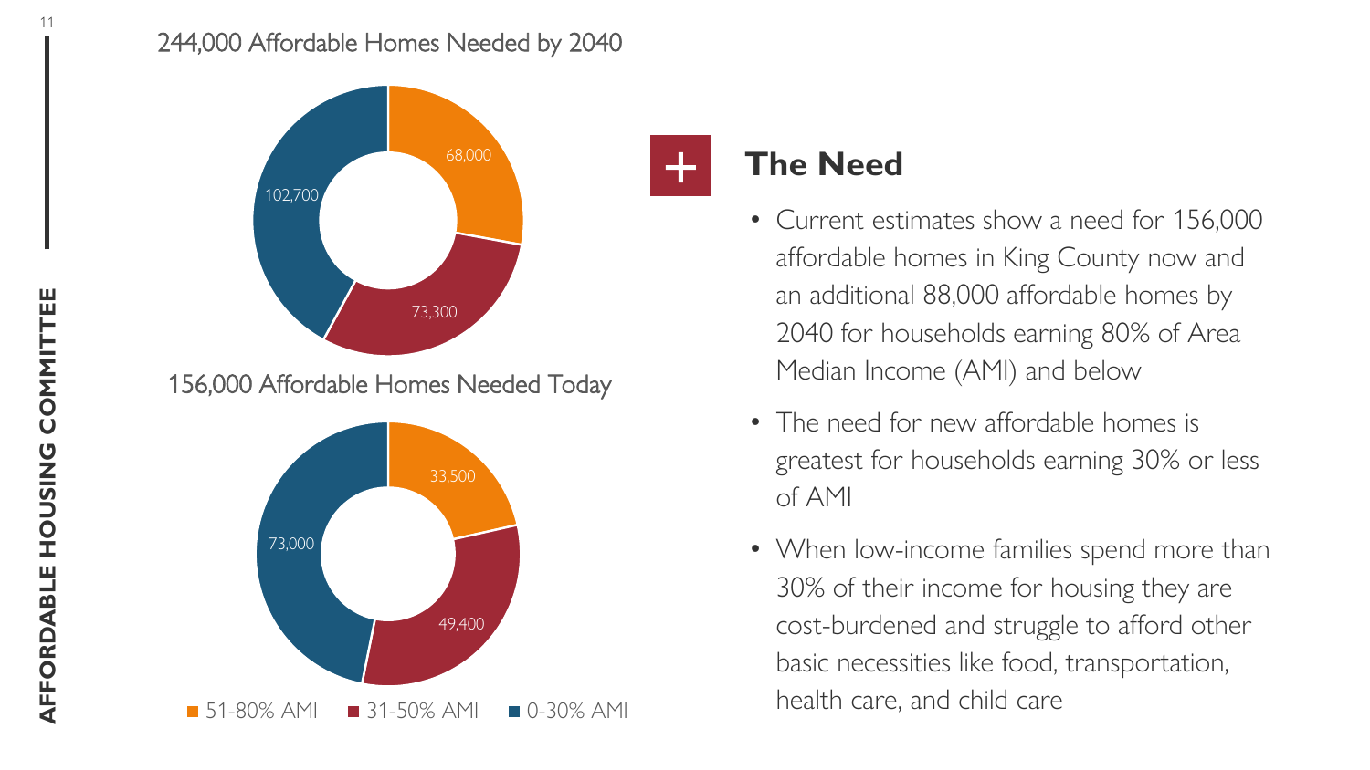## 244,000 Affordable Homes Needed by 2040

| AMI Level | Homes |
|---|---|
| 51-80% AMI | 68,000 |
| 31-50% AMI | 73,300 |
| 0-30% AMI | 102,700 |

## 156,000 Affordable Homes Needed Today

| AMI Level | Homes |
|---|---|
| 51-80% AMI | 33,500 |
| 31-50% AMI | 49,400 |
| 0-30% AMI | 73,000 |

## The Need

- Current estimates show a need for 156,000 affordable homes in King County now and an additional 88,000 affordable homes by 2040 for households earning 80% of Area Median Income (AMI) and below
- The need for new affordable homes is greatest for households earning 30% or less of AMI
- When low-income families spend more than 30% of their income for housing they are cost-burdened and struggle to afford other basic necessities like food, transportation, health care, and child care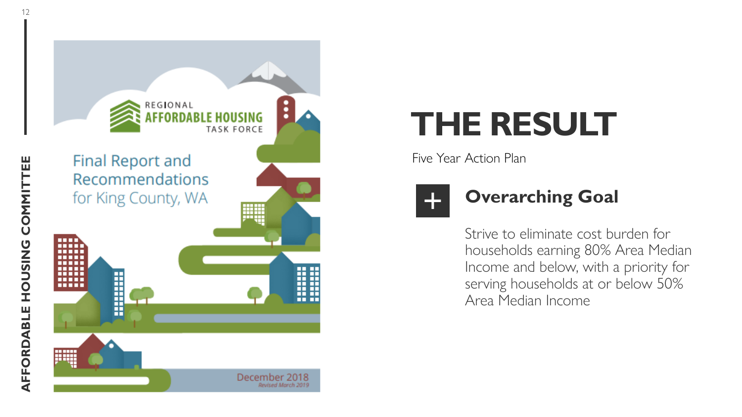REGIONAL
AFFORDABLE HOUSING
TASK FORCE

Final Report and Recommendations for King County, WA

December 2018
*Revised March 2019*

# THE RESULT

Five Year Action Plan

## Overarching Goal

Strive to eliminate cost burden for households earning 80% Area Median Income and below, with a priority for serving households at or below 50% Area Median Income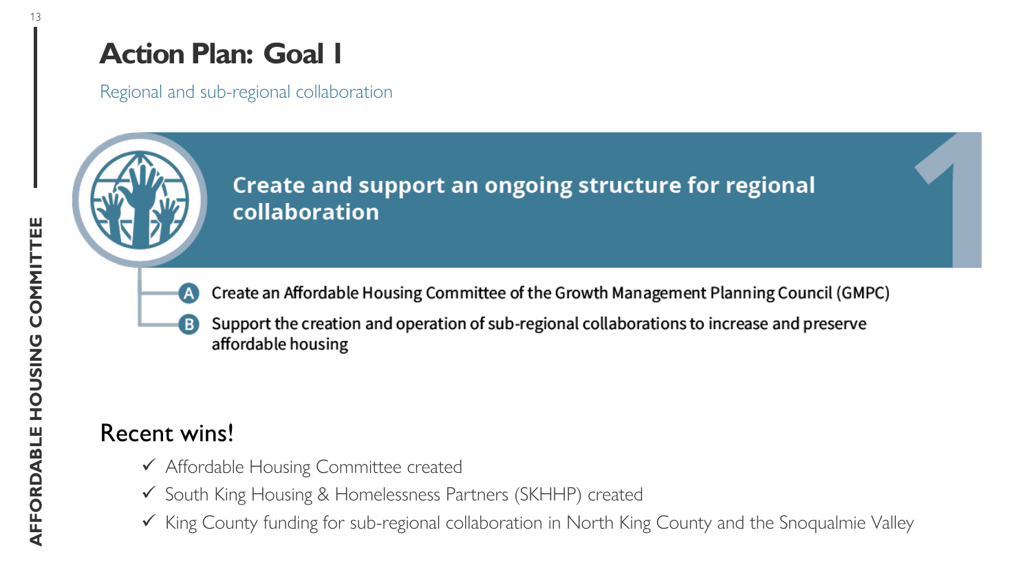# Action Plan: Goal I

Regional and sub-regional collaboration

## 1 Create and support an ongoing structure for regional collaboration

- **A** Create an Affordable Housing Committee of the Growth Management Planning Council (GMPC)
- **B** Support the creation and operation of sub-regional collaborations to increase and preserve affordable housing

## Recent wins!

- ✓ Affordable Housing Committee created
- ✓ South King Housing & Homelessness Partners (SKHHP) created
- ✓ King County funding for sub-regional collaboration in North King County and the Snoqualmie Valley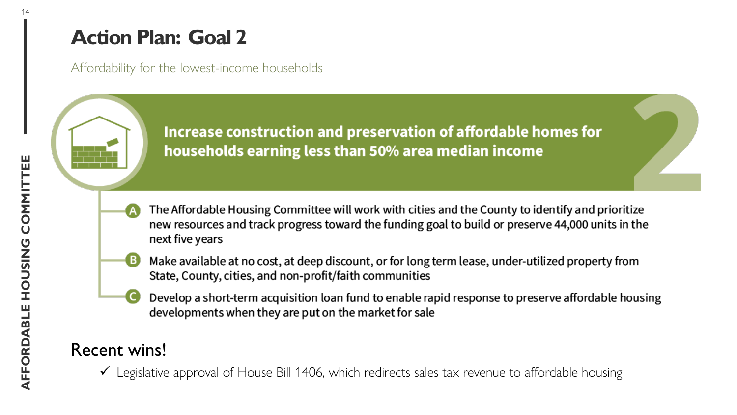# Action Plan: Goal 2

Affordability for the lowest-income households

**Increase construction and preservation of affordable homes for households earning less than 50% area median income**

- **A** The Affordable Housing Committee will work with cities and the County to identify and prioritize new resources and track progress toward the funding goal to build or preserve 44,000 units in the next five years
- **B** Make available at no cost, at deep discount, or for long term lease, under-utilized property from State, County, cities, and non-profit/faith communities
- **C** Develop a short-term acquisition loan fund to enable rapid response to preserve affordable housing developments when they are put on the market for sale

## Recent wins!

- ✓ Legislative approval of House Bill 1406, which redirects sales tax revenue to affordable housing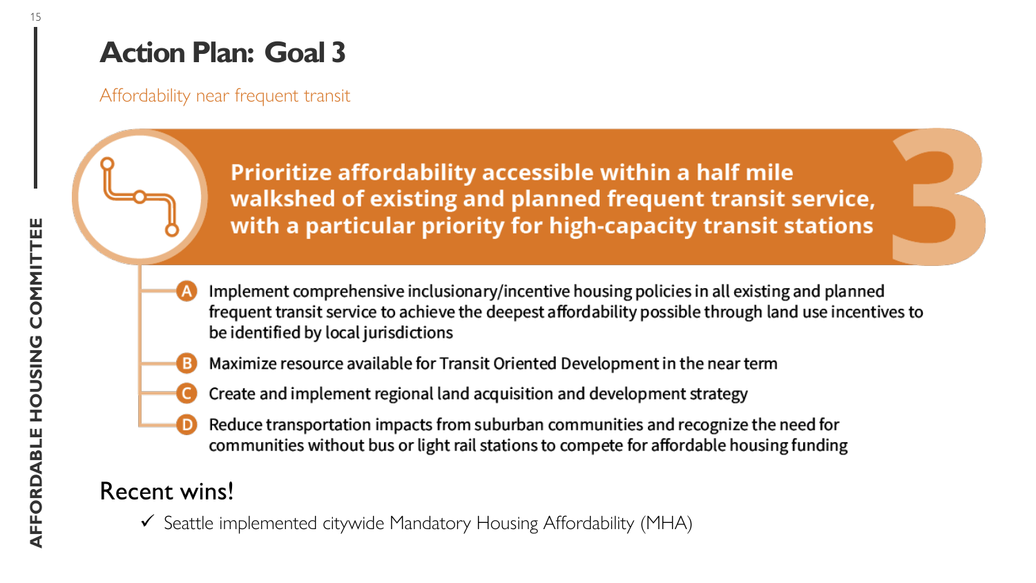# Action Plan: Goal 3

Affordability near frequent transit

**Prioritize affordability accessible within a half mile walkshed of existing and planned frequent transit service, with a particular priority for high-capacity transit stations**

- **A** Implement comprehensive inclusionary/incentive housing policies in all existing and planned frequent transit service to achieve the deepest affordability possible through land use incentives to be identified by local jurisdictions
- **B** Maximize resource available for Transit Oriented Development in the near term
- **C** Create and implement regional land acquisition and development strategy
- **D** Reduce transportation impacts from suburban communities and recognize the need for communities without bus or light rail stations to compete for affordable housing funding

## Recent wins!

- ✓ Seattle implemented citywide Mandatory Housing Affordability (MHA)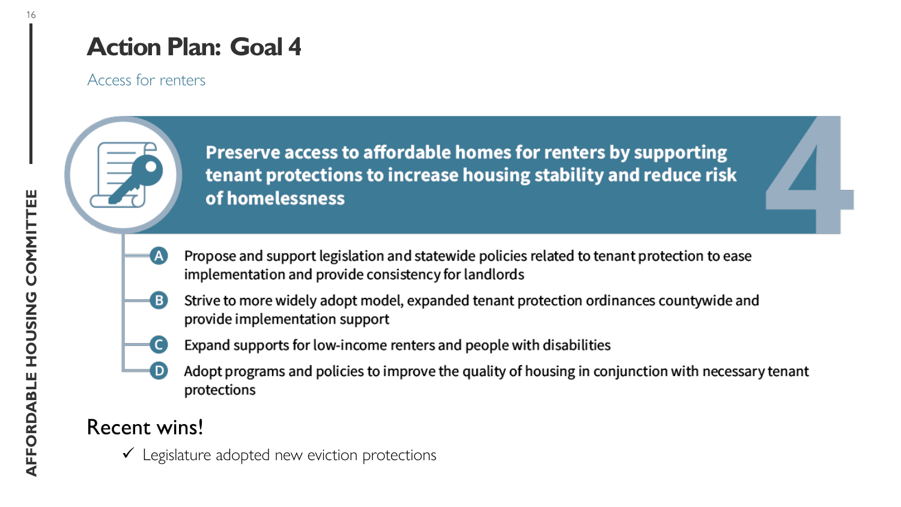# Action Plan: Goal 4

Access for renters

**Preserve access to affordable homes for renters by supporting tenant protections to increase housing stability and reduce risk of homelessness**

- **A** Propose and support legislation and statewide policies related to tenant protection to ease implementation and provide consistency for landlords
- **B** Strive to more widely adopt model, expanded tenant protection ordinances countywide and provide implementation support
- **C** Expand supports for low-income renters and people with disabilities
- **D** Adopt programs and policies to improve the quality of housing in conjunction with necessary tenant protections

## Recent wins!

- ✓ Legislature adopted new eviction protections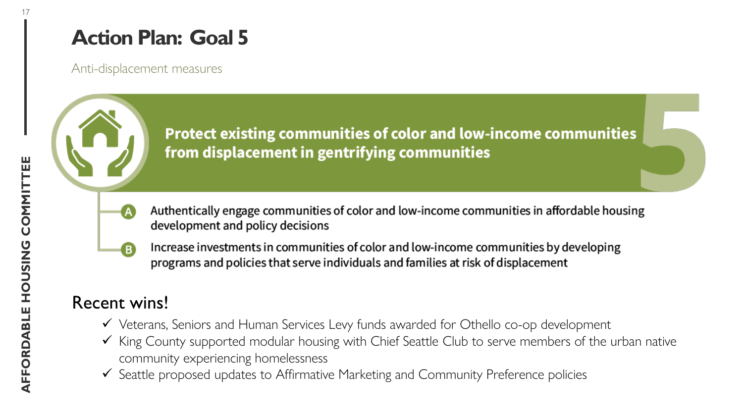# Action Plan: Goal 5

Anti-displacement measures

**Protect existing communities of color and low-income communities from displacement in gentrifying communities**

- **A** Authentically engage communities of color and low-income communities in affordable housing development and policy decisions
- **B** Increase investments in communities of color and low-income communities by developing programs and policies that serve individuals and families at risk of displacement

## Recent wins!

- ✓ Veterans, Seniors and Human Services Levy funds awarded for Othello co-op development
- ✓ King County supported modular housing with Chief Seattle Club to serve members of the urban native community experiencing homelessness
- ✓ Seattle proposed updates to Affirmative Marketing and Community Preference policies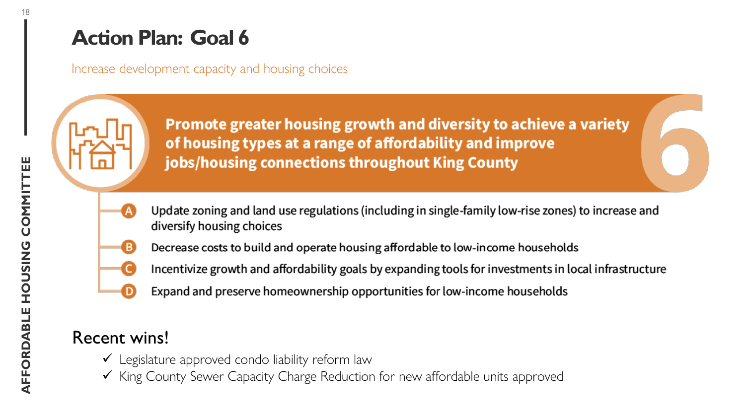# Action Plan: Goal 6

Increase development capacity and housing choices

**Promote greater housing growth and diversity to achieve a variety of housing types at a range of affordability and improve jobs/housing connections throughout King County**

- **A** Update zoning and land use regulations (including in single-family low-rise zones) to increase and diversify housing choices
- **B** Decrease costs to build and operate housing affordable to low-income households
- **C** Incentivize growth and affordability goals by expanding tools for investments in local infrastructure
- **D** Expand and preserve homeownership opportunities for low-income households

## Recent wins!

- ✓ Legislature approved condo liability reform law
- ✓ King County Sewer Capacity Charge Reduction for new affordable units approved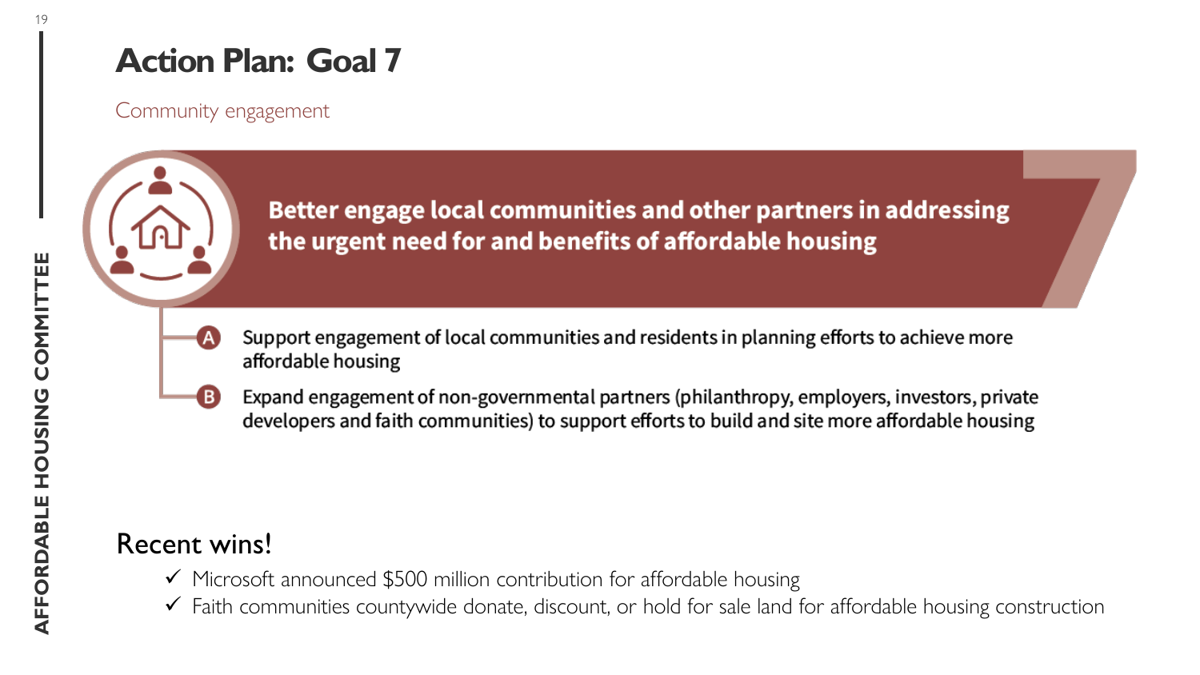# Action Plan: Goal 7

Community engagement

**Better engage local communities and other partners in addressing the urgent need for and benefits of affordable housing**

- **A** Support engagement of local communities and residents in planning efforts to achieve more affordable housing
- **B** Expand engagement of non-governmental partners (philanthropy, employers, investors, private developers and faith communities) to support efforts to build and site more affordable housing

## Recent wins!

- ✓ Microsoft announced $500 million contribution for affordable housing
- ✓ Faith communities countywide donate, discount, or hold for sale land for affordable housing construction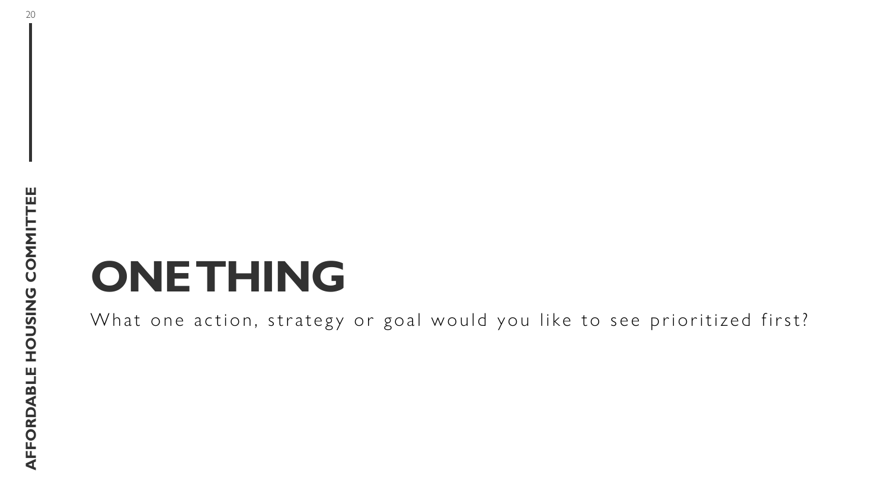# ONE THING

What one action, strategy or goal would you like to see prioritized first?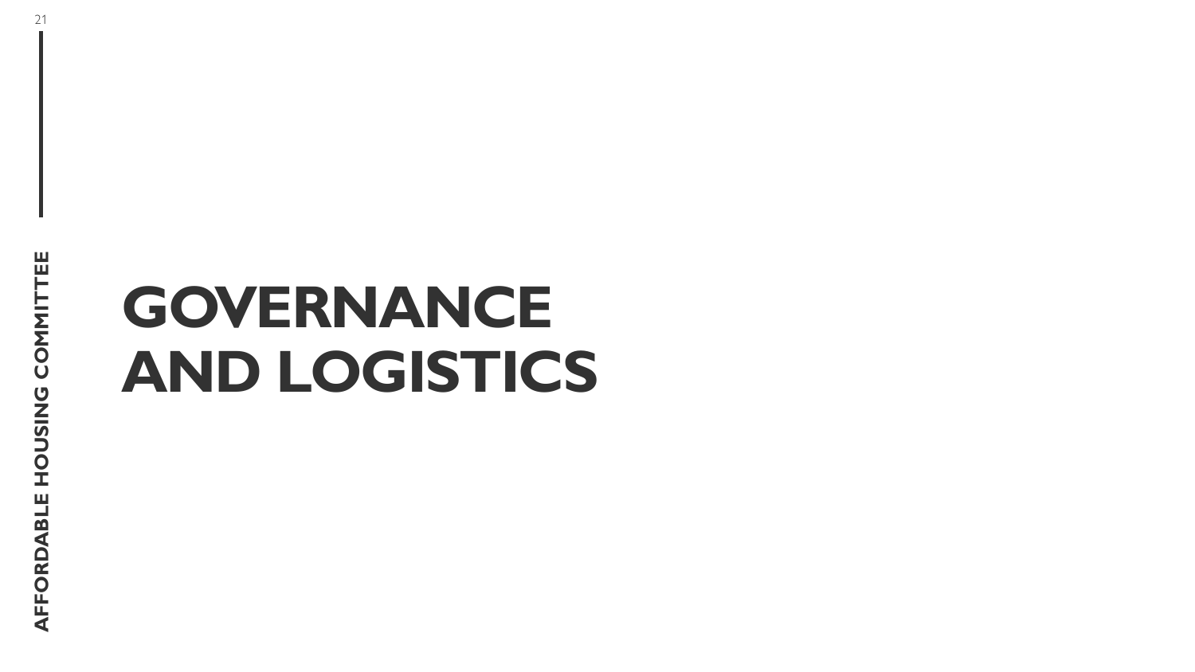# GOVERNANCE AND LOGISTICS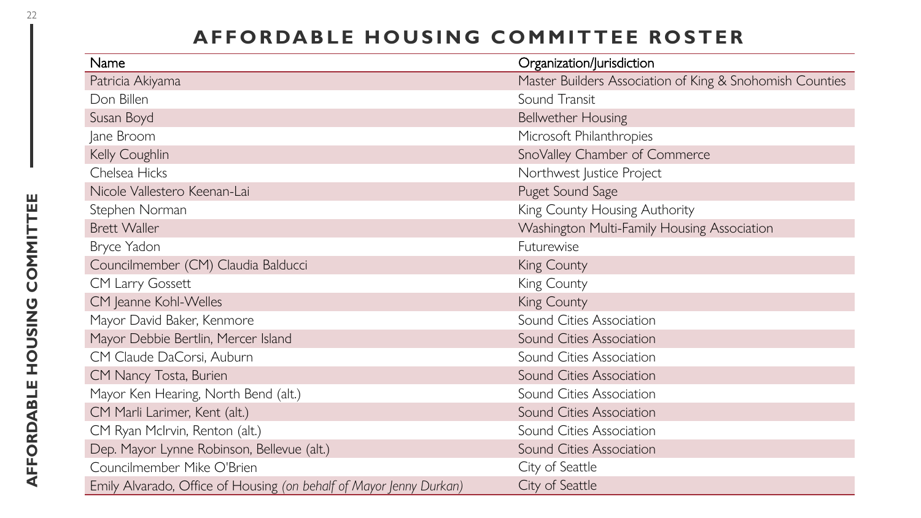# AFFORDABLE HOUSING COMMITTEE ROSTER

| Name | Organization/Jurisdiction |
| --- | --- |
| Patricia Akiyama | Master Builders Association of King & Snohomish Counties |
| Don Billen | Sound Transit |
| Susan Boyd | Bellwether Housing |
| Jane Broom | Microsoft Philanthropies |
| Kelly Coughlin | SnoValley Chamber of Commerce |
| Chelsea Hicks | Northwest Justice Project |
| Nicole Vallestero Keenan-Lai | Puget Sound Sage |
| Stephen Norman | King County Housing Authority |
| Brett Waller | Washington Multi-Family Housing Association |
| Bryce Yadon | Futurewise |
| Councilmember (CM) Claudia Balducci | King County |
| CM Larry Gossett | King County |
| CM Jeanne Kohl-Welles | King County |
| Mayor David Baker, Kenmore | Sound Cities Association |
| Mayor Debbie Bertlin, Mercer Island | Sound Cities Association |
| CM Claude DaCorsi, Auburn | Sound Cities Association |
| CM Nancy Tosta, Burien | Sound Cities Association |
| Mayor Ken Hearing, North Bend (alt.) | Sound Cities Association |
| CM Marli Larimer, Kent (alt.) | Sound Cities Association |
| CM Ryan McIrvin, Renton (alt.) | Sound Cities Association |
| Dep. Mayor Lynne Robinson, Bellevue (alt.) | Sound Cities Association |
| Councilmember Mike O'Brien | City of Seattle |
| Emily Alvarado, Office of Housing *(on behalf of Mayor Jenny Durkan)* | City of Seattle |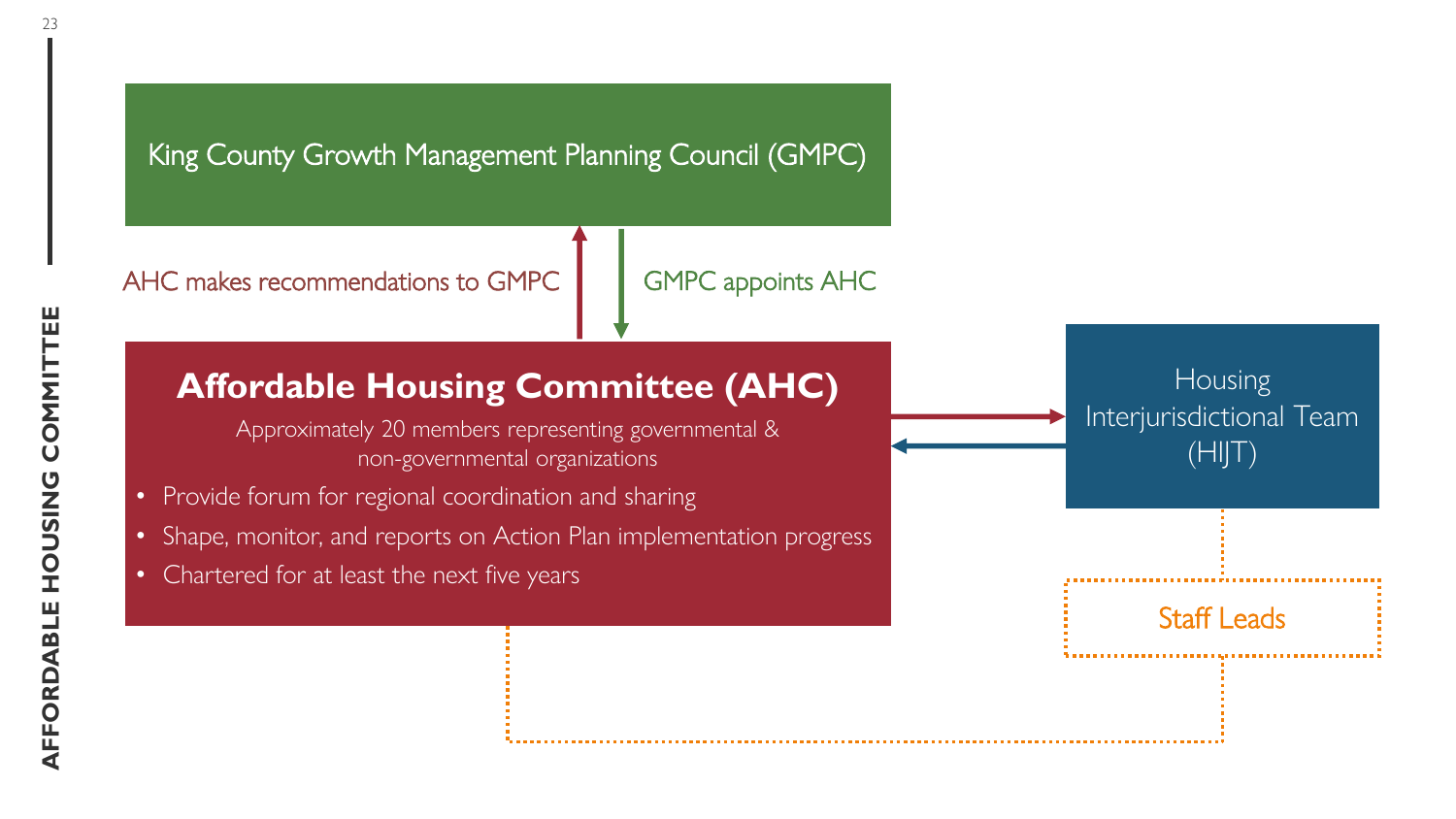King County Growth Management Planning Council (GMPC)

AHC makes recommendations to GMPC

GMPC appoints AHC

## Affordable Housing Committee (AHC)

Approximately 20 members representing governmental & non-governmental organizations

- Provide forum for regional coordination and sharing
- Shape, monitor, and reports on Action Plan implementation progress
- Chartered for at least the next five years

Housing Interjurisdictional Team (HIJT)

Staff Leads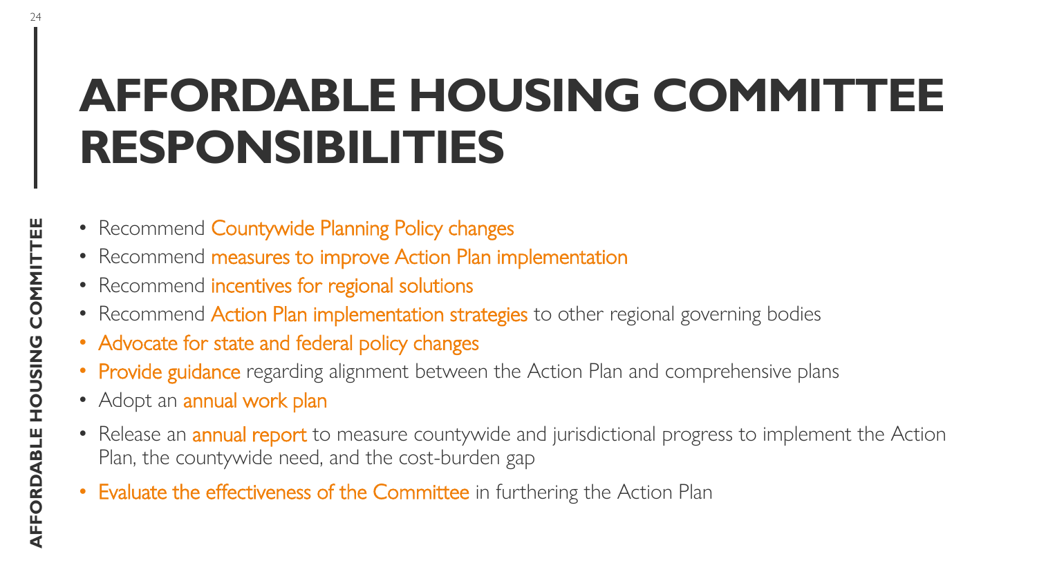# AFFORDABLE HOUSING COMMITTEE RESPONSIBILITIES

- Recommend Countywide Planning Policy changes
- Recommend measures to improve Action Plan implementation
- Recommend incentives for regional solutions
- Recommend Action Plan implementation strategies to other regional governing bodies
- Advocate for state and federal policy changes
- Provide guidance regarding alignment between the Action Plan and comprehensive plans
- Adopt an annual work plan
- Release an annual report to measure countywide and jurisdictional progress to implement the Action Plan, the countywide need, and the cost-burden gap
- Evaluate the effectiveness of the Committee in furthering the Action Plan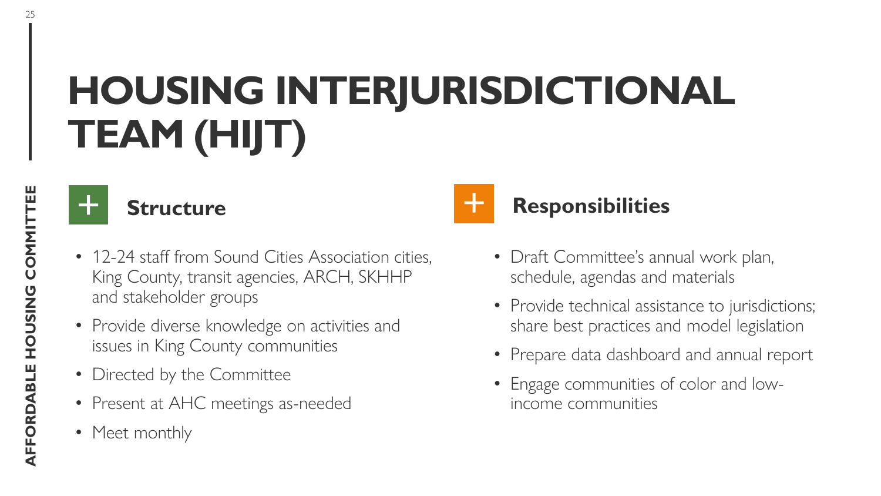# HOUSING INTERJURISDICTIONAL TEAM (HIJT)

## Structure

- 12-24 staff from Sound Cities Association cities, King County, transit agencies, ARCH, SKHHP and stakeholder groups
- Provide diverse knowledge on activities and issues in King County communities
- Directed by the Committee
- Present at AHC meetings as-needed
- Meet monthly

## Responsibilities

- Draft Committee's annual work plan, schedule, agendas and materials
- Provide technical assistance to jurisdictions; share best practices and model legislation
- Prepare data dashboard and annual report
- Engage communities of color and low-income communities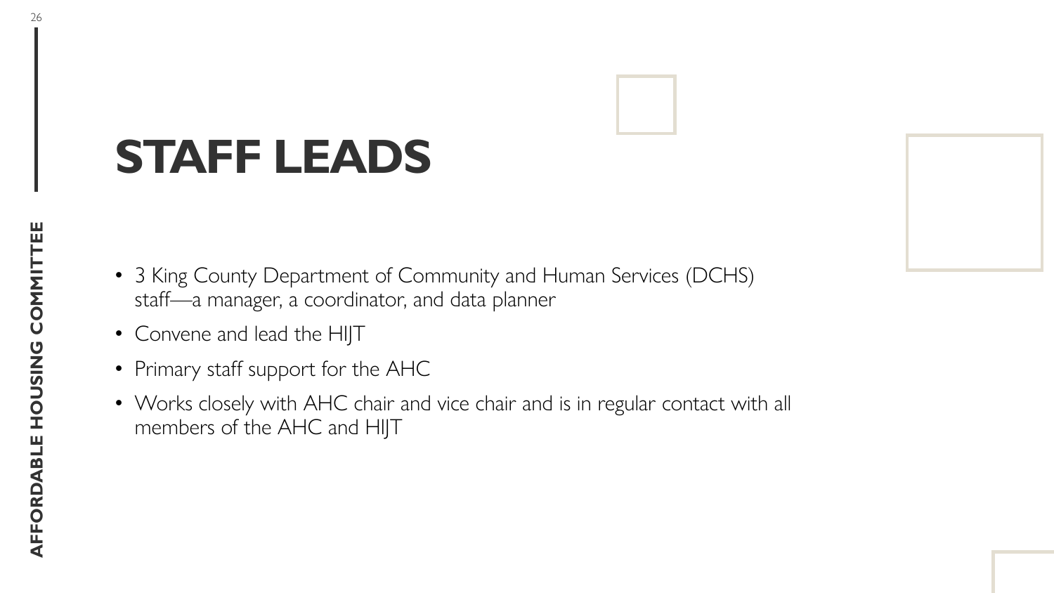# STAFF LEADS

- 3 King County Department of Community and Human Services (DCHS) staff—a manager, a coordinator, and data planner
- Convene and lead the HIJT
- Primary staff support for the AHC
- Works closely with AHC chair and vice chair and is in regular contact with all members of the AHC and HIJT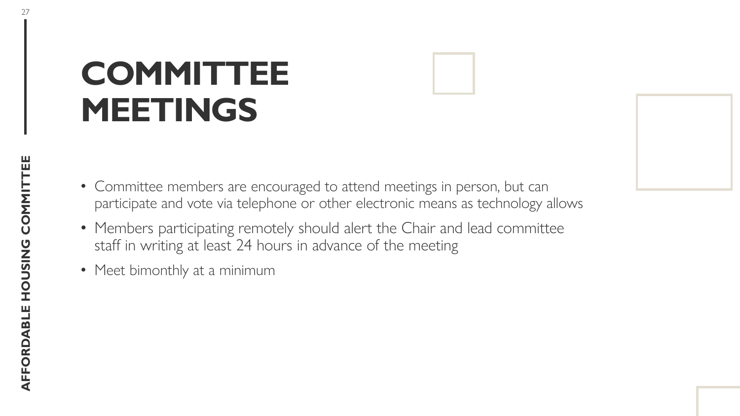# COMMITTEE MEETINGS

- Committee members are encouraged to attend meetings in person, but can participate and vote via telephone or other electronic means as technology allows
- Members participating remotely should alert the Chair and lead committee staff in writing at least 24 hours in advance of the meeting
- Meet bimonthly at a minimum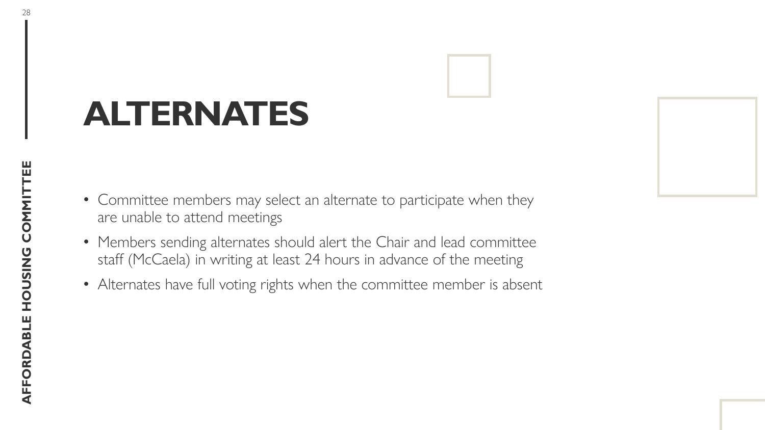# ALTERNATES

- Committee members may select an alternate to participate when they are unable to attend meetings
- Members sending alternates should alert the Chair and lead committee staff (McCaela) in writing at least 24 hours in advance of the meeting
- Alternates have full voting rights when the committee member is absent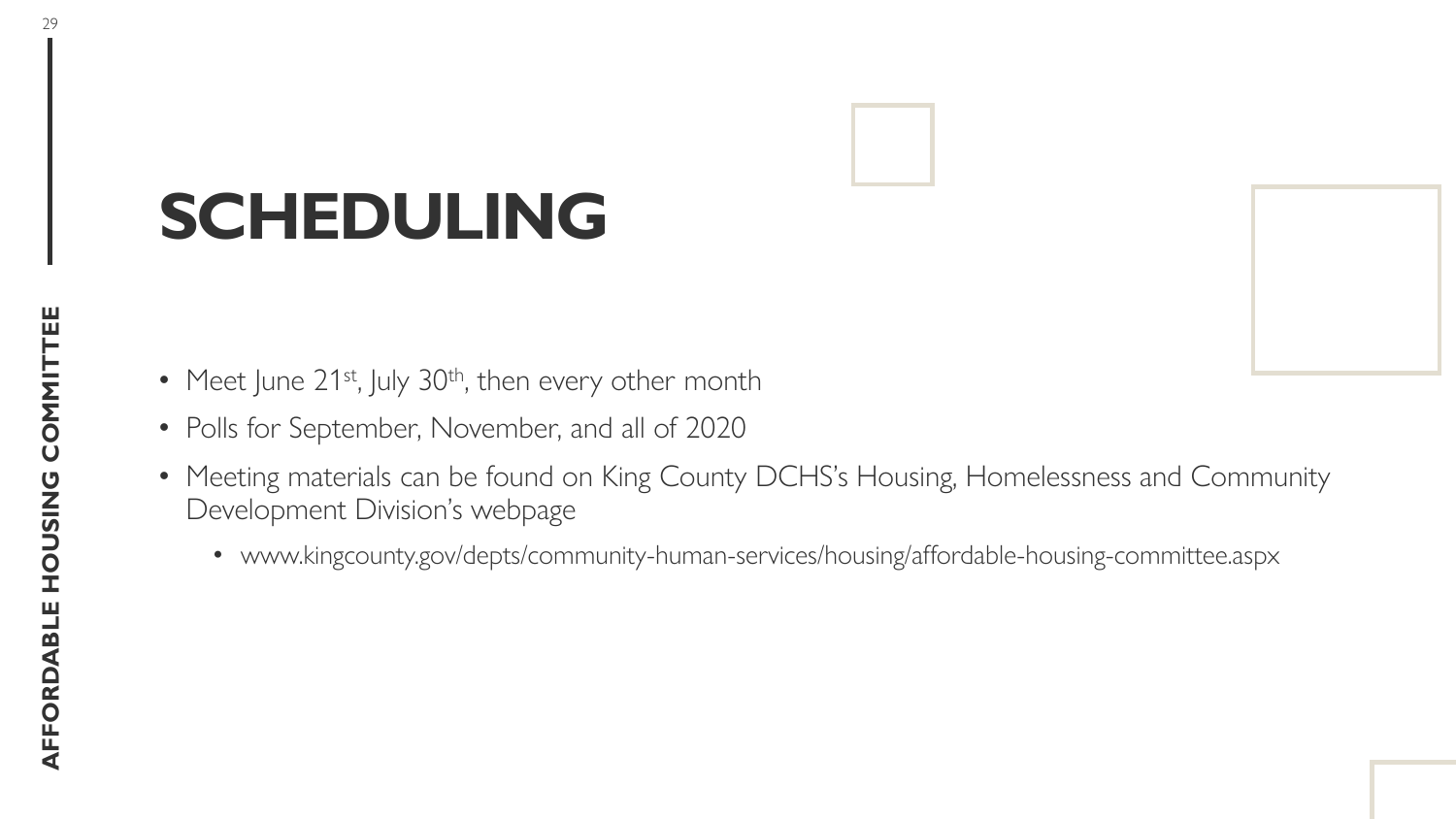# SCHEDULING

- Meet June 21st, July 30th, then every other month
- Polls for September, November, and all of 2020
- Meeting materials can be found on King County DCHS's Housing, Homelessness and Community Development Division's webpage
  - www.kingcounty.gov/depts/community-human-services/housing/affordable-housing-committee.aspx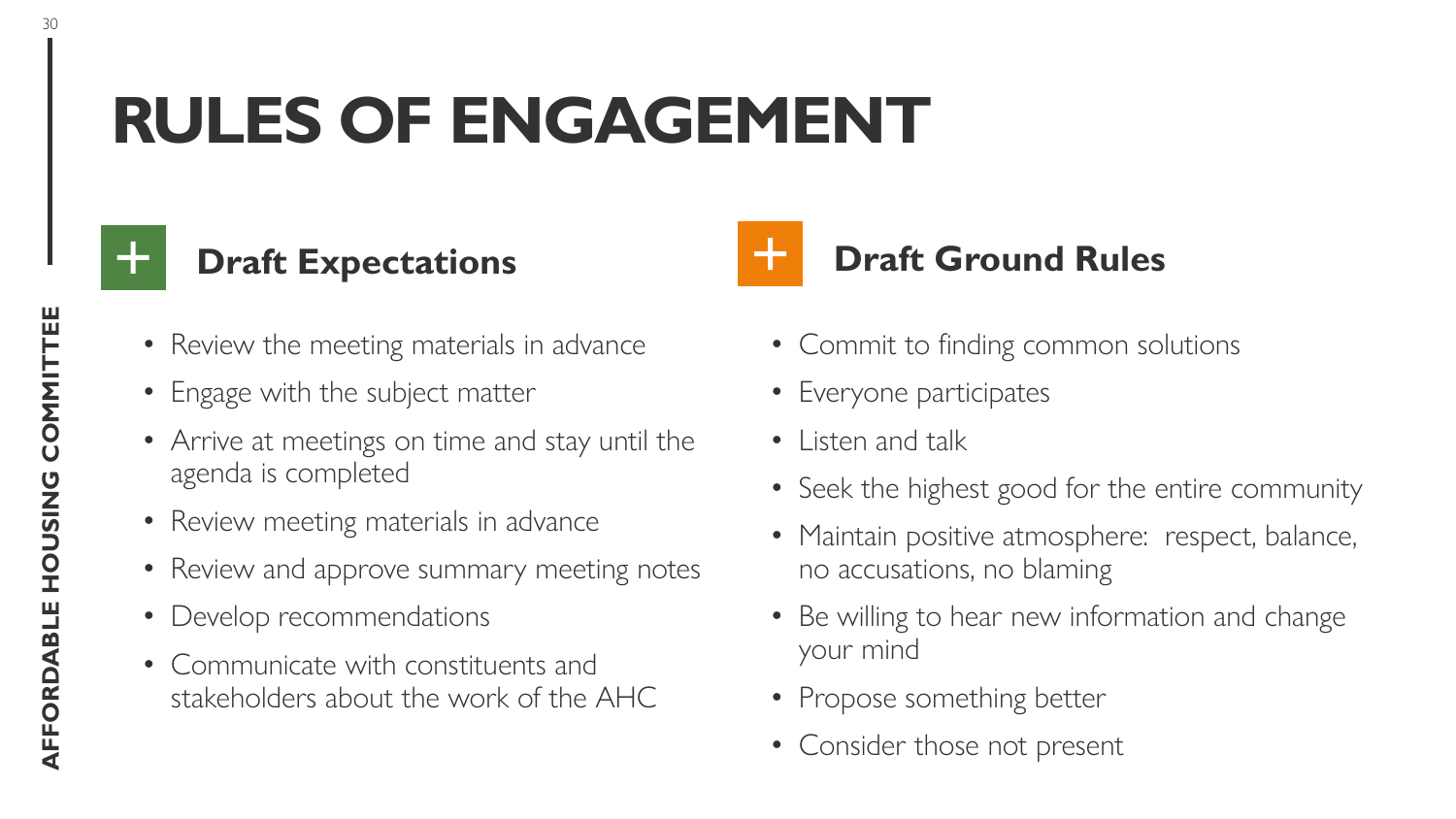# RULES OF ENGAGEMENT

## Draft Expectations

- Review the meeting materials in advance
- Engage with the subject matter
- Arrive at meetings on time and stay until the agenda is completed
- Review meeting materials in advance
- Review and approve summary meeting notes
- Develop recommendations
- Communicate with constituents and stakeholders about the work of the AHC

## Draft Ground Rules

- Commit to finding common solutions
- Everyone participates
- Listen and talk
- Seek the highest good for the entire community
- Maintain positive atmosphere: respect, balance, no accusations, no blaming
- Be willing to hear new information and change your mind
- Propose something better
- Consider those not present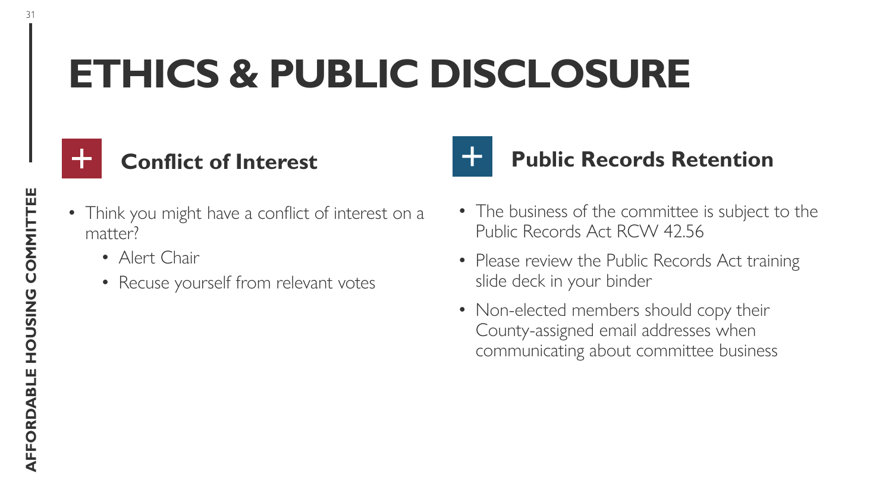# ETHICS & PUBLIC DISCLOSURE

## Conflict of Interest

- Think you might have a conflict of interest on a matter?
  - Alert Chair
  - Recuse yourself from relevant votes

## Public Records Retention

- The business of the committee is subject to the Public Records Act RCW 42.56
- Please review the Public Records Act training slide deck in your binder
- Non-elected members should copy their County-assigned email addresses when communicating about committee business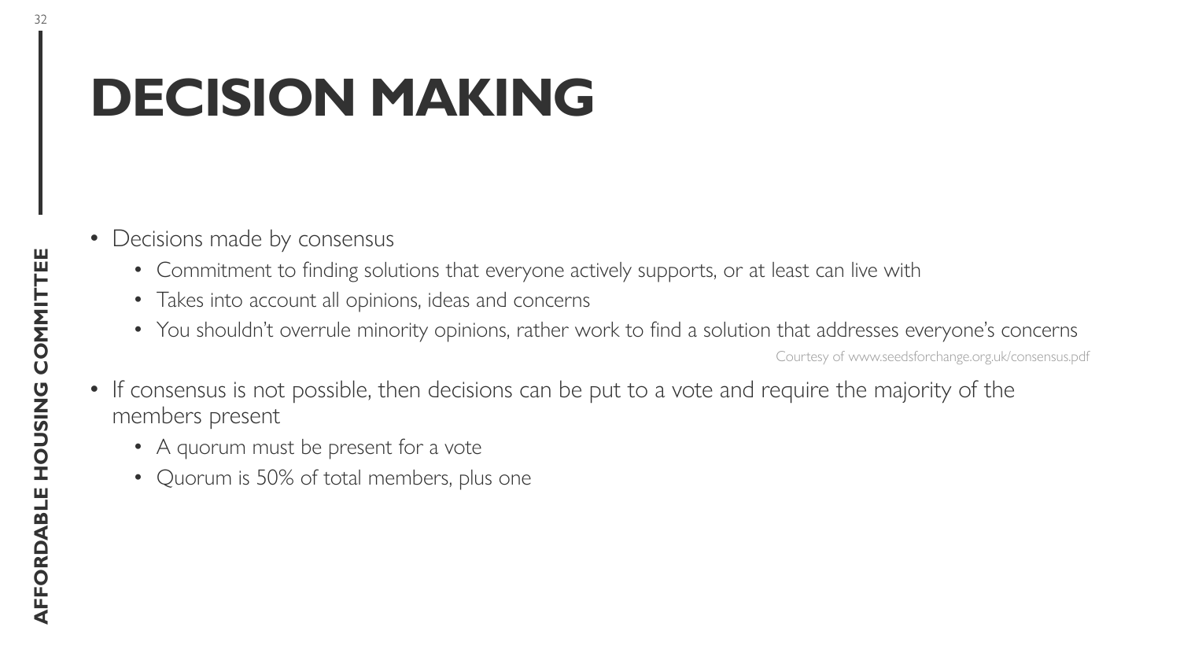# DECISION MAKING

- Decisions made by consensus
  - Commitment to finding solutions that everyone actively supports, or at least can live with
  - Takes into account all opinions, ideas and concerns
  - You shouldn't overrule minority opinions, rather work to find a solution that addresses everyone's concerns

Courtesy of www.seedsforchange.org.uk/consensus.pdf

- If consensus is not possible, then decisions can be put to a vote and require the majority of the members present
  - A quorum must be present for a vote
  - Quorum is 50% of total members, plus one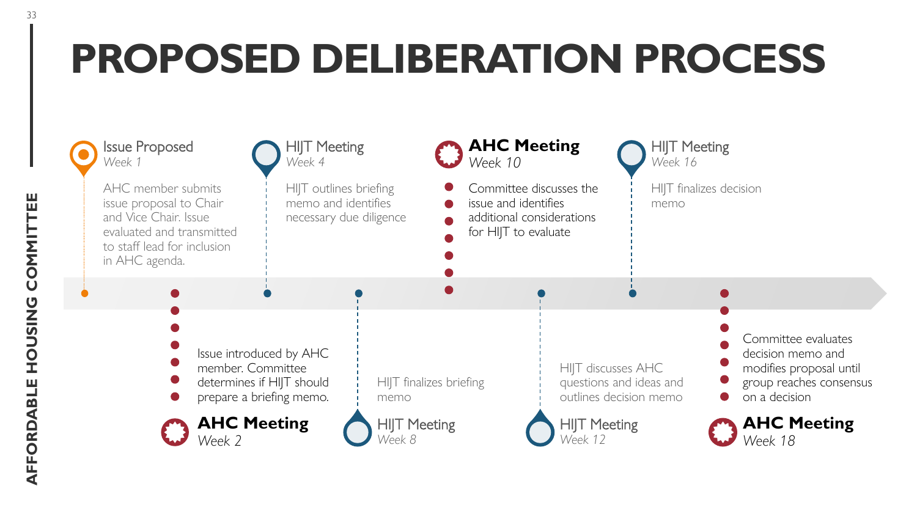# PROPOSED DELIBERATION PROCESS

**Issue Proposed**
*Week 1*
AHC member submits issue proposal to Chair and Vice Chair. Issue evaluated and transmitted to staff lead for inclusion in AHC agenda.

**AHC Meeting**
*Week 2*
Issue introduced by AHC member. Committee determines if HIJT should prepare a briefing memo.

**HIJT Meeting**
*Week 4*
HIJT outlines briefing memo and identifies necessary due diligence

**HIJT Meeting**
*Week 8*
HIJT finalizes briefing memo

**AHC Meeting**
*Week 10*
Committee discusses the issue and identifies additional considerations for HIJT to evaluate

**HIJT Meeting**
*Week 12*
HIJT discusses AHC questions and ideas and outlines decision memo

**HIJT Meeting**
*Week 16*
HIJT finalizes decision memo

**AHC Meeting**
*Week 18*
Committee evaluates decision memo and modifies proposal until group reaches consensus on a decision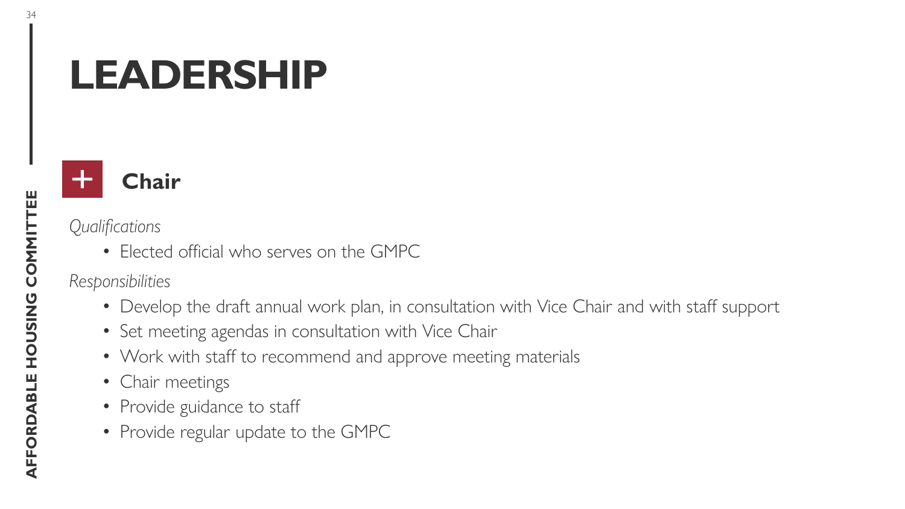# LEADERSHIP

## Chair

*Qualifications*

- Elected official who serves on the GMPC

*Responsibilities*

- Develop the draft annual work plan, in consultation with Vice Chair and with staff support
- Set meeting agendas in consultation with Vice Chair
- Work with staff to recommend and approve meeting materials
- Chair meetings
- Provide guidance to staff
- Provide regular update to the GMPC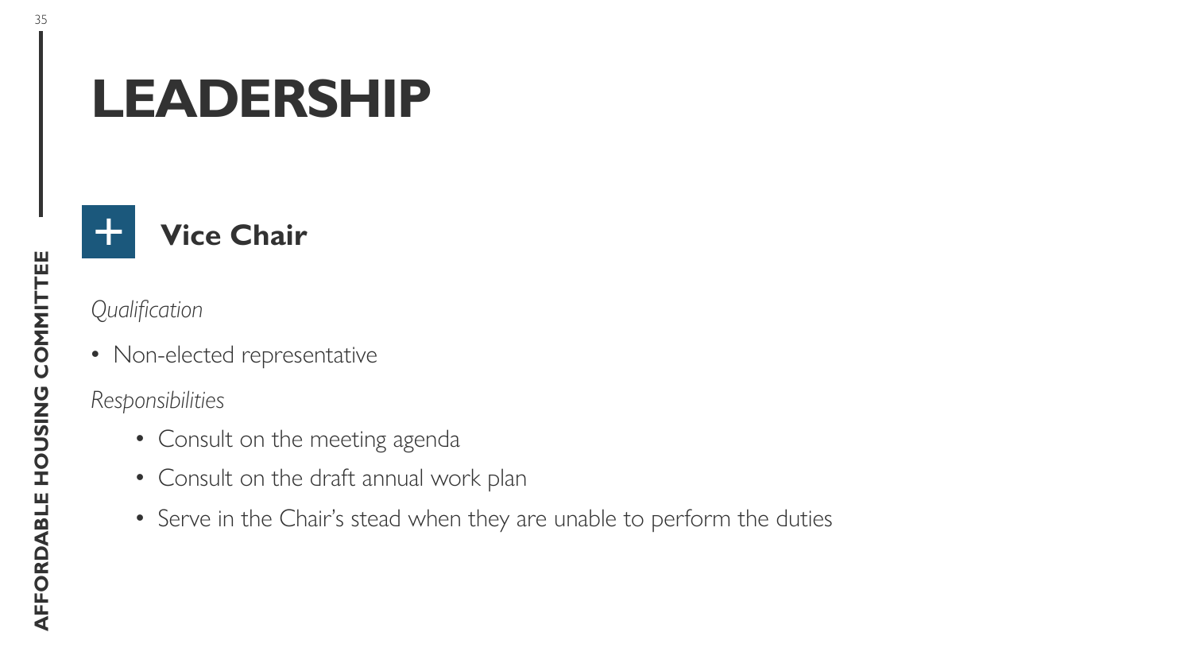# LEADERSHIP

## Vice Chair

*Qualification*

- Non-elected representative

*Responsibilities*

- Consult on the meeting agenda
- Consult on the draft annual work plan
- Serve in the Chair's stead when they are unable to perform the duties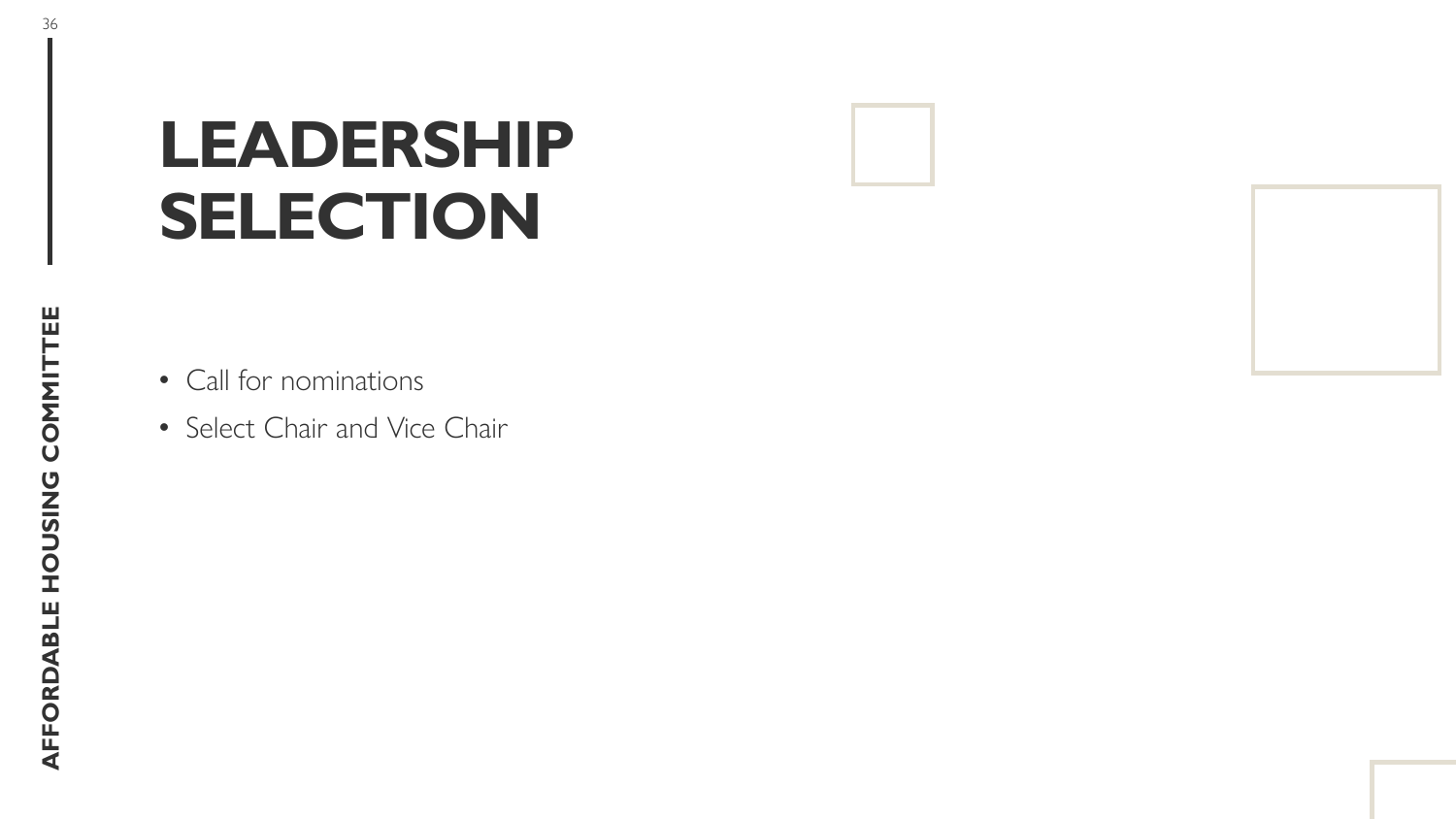# LEADERSHIP SELECTION

- Call for nominations
- Select Chair and Vice Chair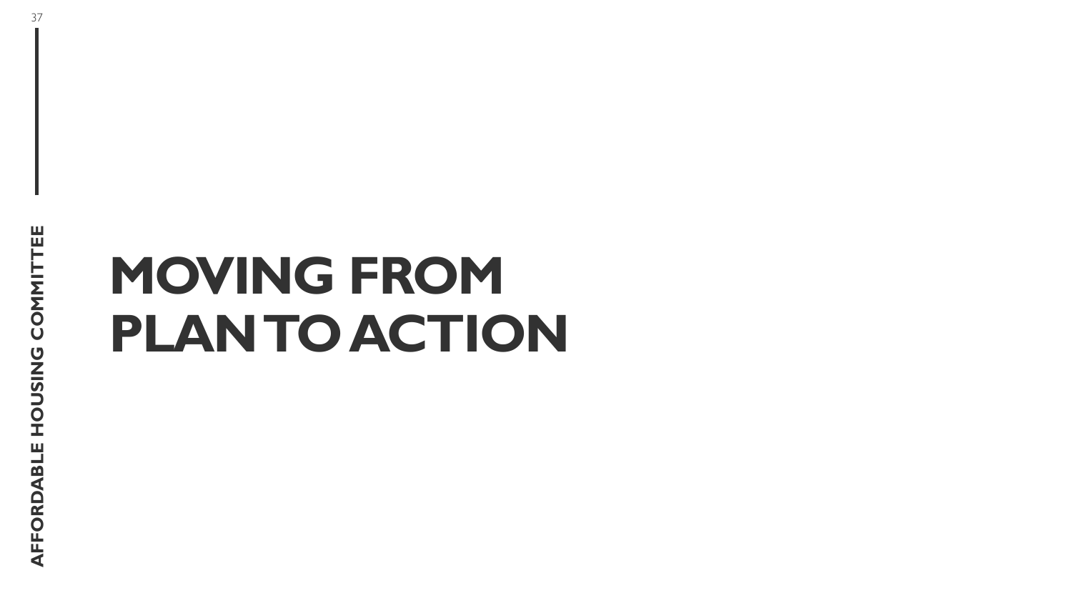# MOVING FROM PLAN TO ACTION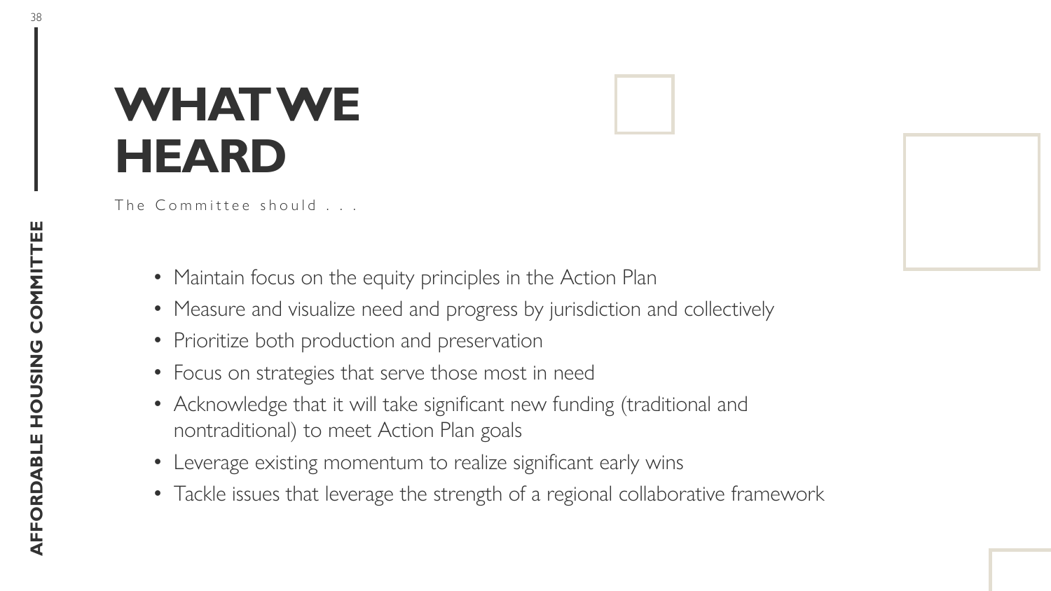# WHAT WE HEARD

The Committee should . . .

- Maintain focus on the equity principles in the Action Plan
- Measure and visualize need and progress by jurisdiction and collectively
- Prioritize both production and preservation
- Focus on strategies that serve those most in need
- Acknowledge that it will take significant new funding (traditional and nontraditional) to meet Action Plan goals
- Leverage existing momentum to realize significant early wins
- Tackle issues that leverage the strength of a regional collaborative framework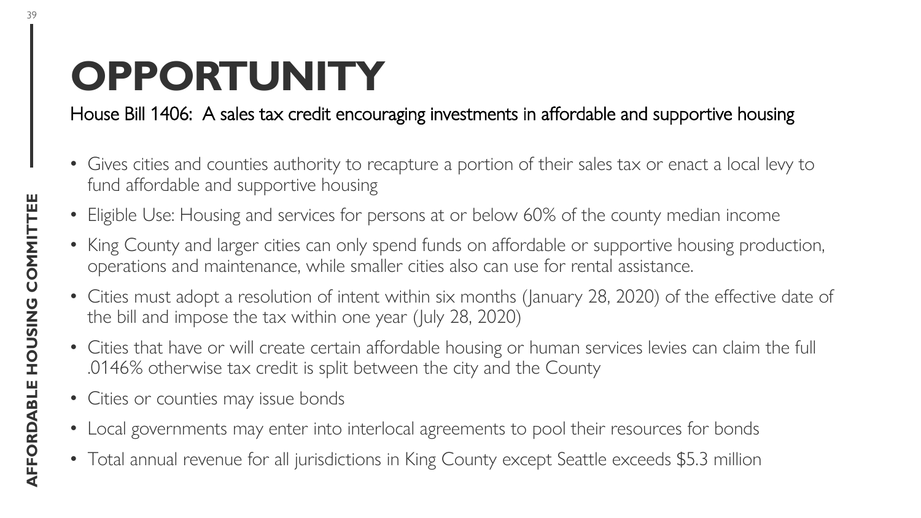# OPPORTUNITY

House Bill 1406: A sales tax credit encouraging investments in affordable and supportive housing

- Gives cities and counties authority to recapture a portion of their sales tax or enact a local levy to fund affordable and supportive housing
- Eligible Use: Housing and services for persons at or below 60% of the county median income
- King County and larger cities can only spend funds on affordable or supportive housing production, operations and maintenance, while smaller cities also can use for rental assistance.
- Cities must adopt a resolution of intent within six months (January 28, 2020) of the effective date of the bill and impose the tax within one year (July 28, 2020)
- Cities that have or will create certain affordable housing or human services levies can claim the full .0146% otherwise tax credit is split between the city and the County
- Cities or counties may issue bonds
- Local governments may enter into interlocal agreements to pool their resources for bonds
- Total annual revenue for all jurisdictions in King County except Seattle exceeds $5.3 million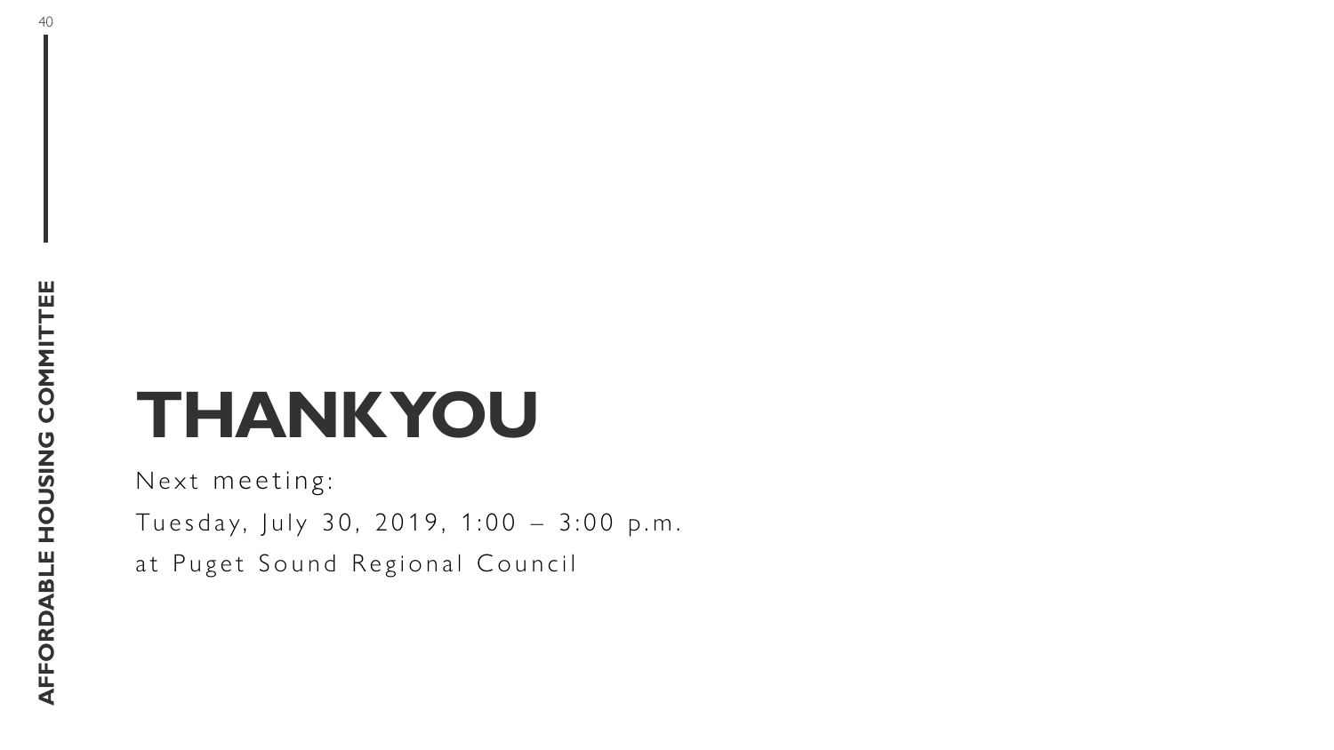# THANK YOU

Next meeting:

Tuesday, July 30, 2019, 1:00 – 3:00 p.m.

at Puget Sound Regional Council